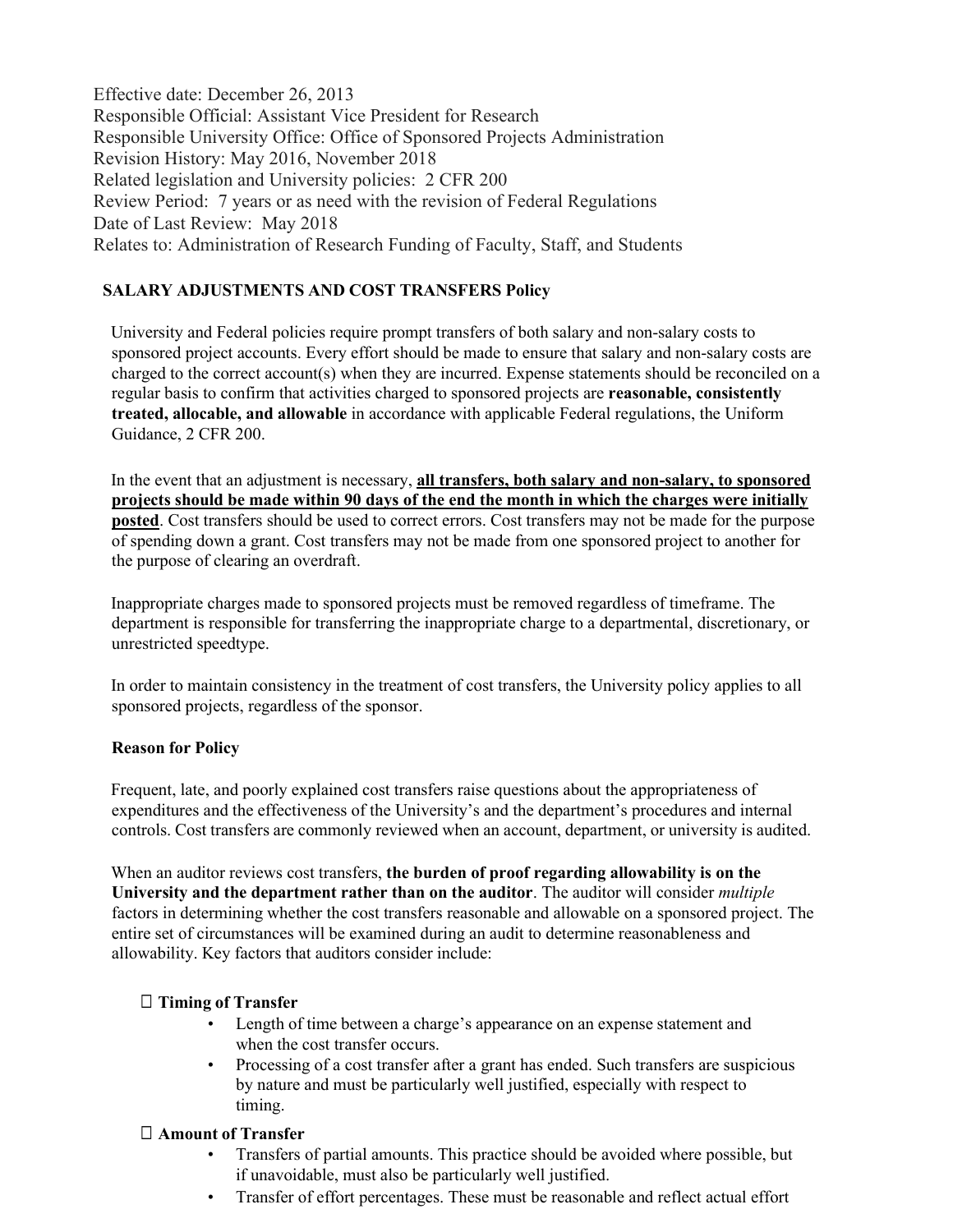Effective date: December 26, 2013
Responsible Official: Assistant Vice President for Research
Responsible University Office: Office of Sponsored Projects Administration
Revision History: May 2016, November 2018
Related legislation and University policies: 2 CFR 200
Review Period: 7 years or as need with the revision of Federal Regulations
Date of Last Review: May 2018
Relates to: Administration of Research Funding of Faculty, Staff, and Students

## SALARY ADJUSTMENTS AND COST TRANSFERS Policy

University and Federal policies require prompt transfers of both salary and non-salary costs to sponsored project accounts. Every effort should be made to ensure that salary and non-salary costs are charged to the correct account(s) when they are incurred. Expense statements should be reconciled on a regular basis to confirm that activities charged to sponsored projects are **reasonable, consistently treated, allocable, and allowable** in accordance with applicable Federal regulations, the Uniform Guidance, 2 CFR 200.

In the event that an adjustment is necessary, **all transfers, both salary and non-salary, to sponsored projects should be made within 90 days of the end the month in which the charges were initially posted**. Cost transfers should be used to correct errors. Cost transfers may not be made for the purpose of spending down a grant. Cost transfers may not be made from one sponsored project to another for the purpose of clearing an overdraft.

Inappropriate charges made to sponsored projects must be removed regardless of timeframe. The department is responsible for transferring the inappropriate charge to a departmental, discretionary, or unrestricted speedtype.

In order to maintain consistency in the treatment of cost transfers, the University policy applies to all sponsored projects, regardless of the sponsor.

### Reason for Policy

Frequent, late, and poorly explained cost transfers raise questions about the appropriateness of expenditures and the effectiveness of the University's and the department's procedures and internal controls. Cost transfers are commonly reviewed when an account, department, or university is audited.

When an auditor reviews cost transfers, **the burden of proof regarding allowability is on the University and the department rather than on the auditor**. The auditor will consider *multiple* factors in determining whether the cost transfers reasonable and allowable on a sponsored project. The entire set of circumstances will be examined during an audit to determine reasonableness and allowability. Key factors that auditors consider include:

- **Timing of Transfer**
  - Length of time between a charge's appearance on an expense statement and when the cost transfer occurs.
  - Processing of a cost transfer after a grant has ended. Such transfers are suspicious by nature and must be particularly well justified, especially with respect to timing.
- **Amount of Transfer**
  - Transfers of partial amounts. This practice should be avoided where possible, but if unavoidable, must also be particularly well justified.
  - Transfer of effort percentages. These must be reasonable and reflect actual effort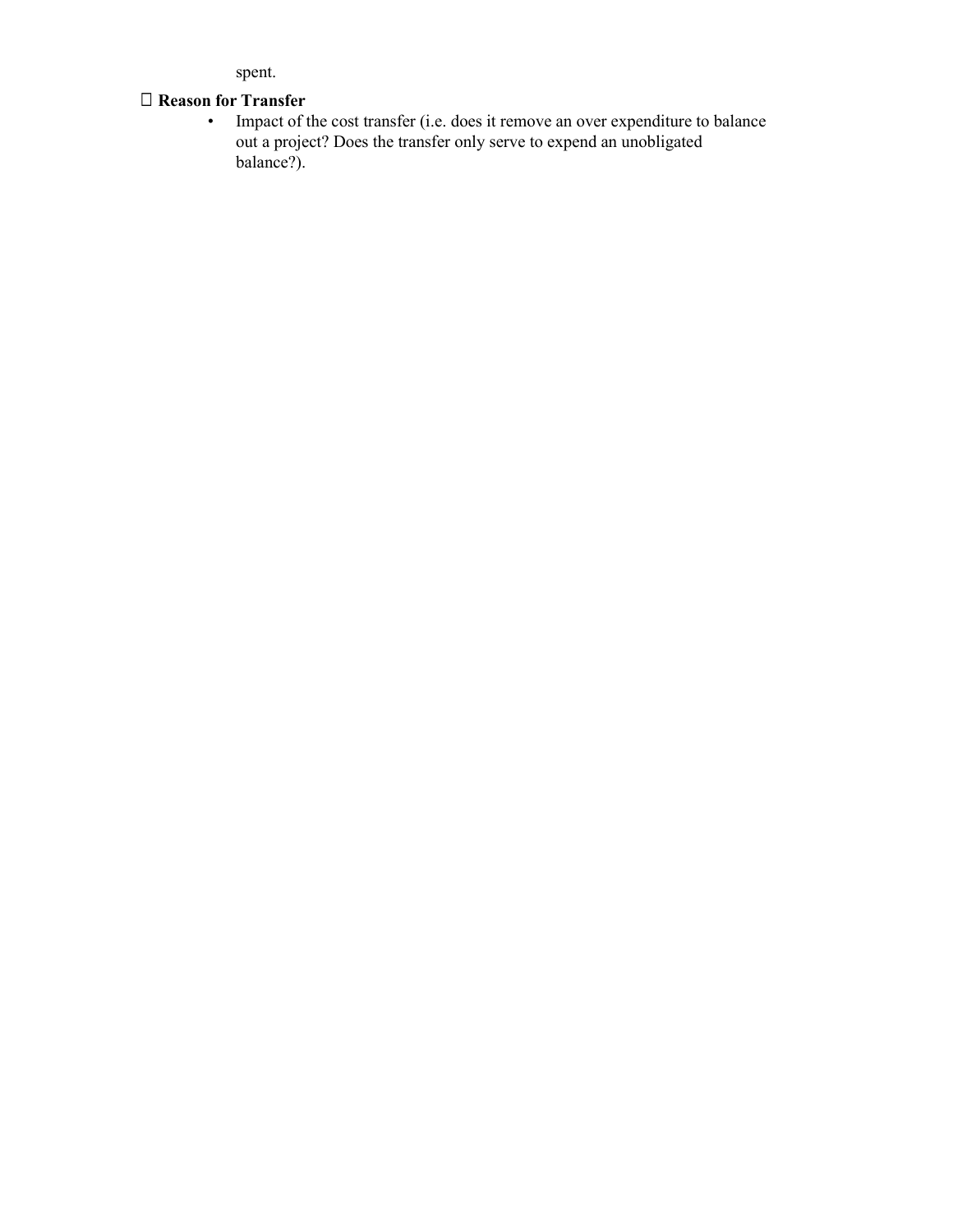spent.

- **Reason for Transfer**
  - Impact of the cost transfer (i.e. does it remove an over expenditure to balance out a project? Does the transfer only serve to expend an unobligated balance?).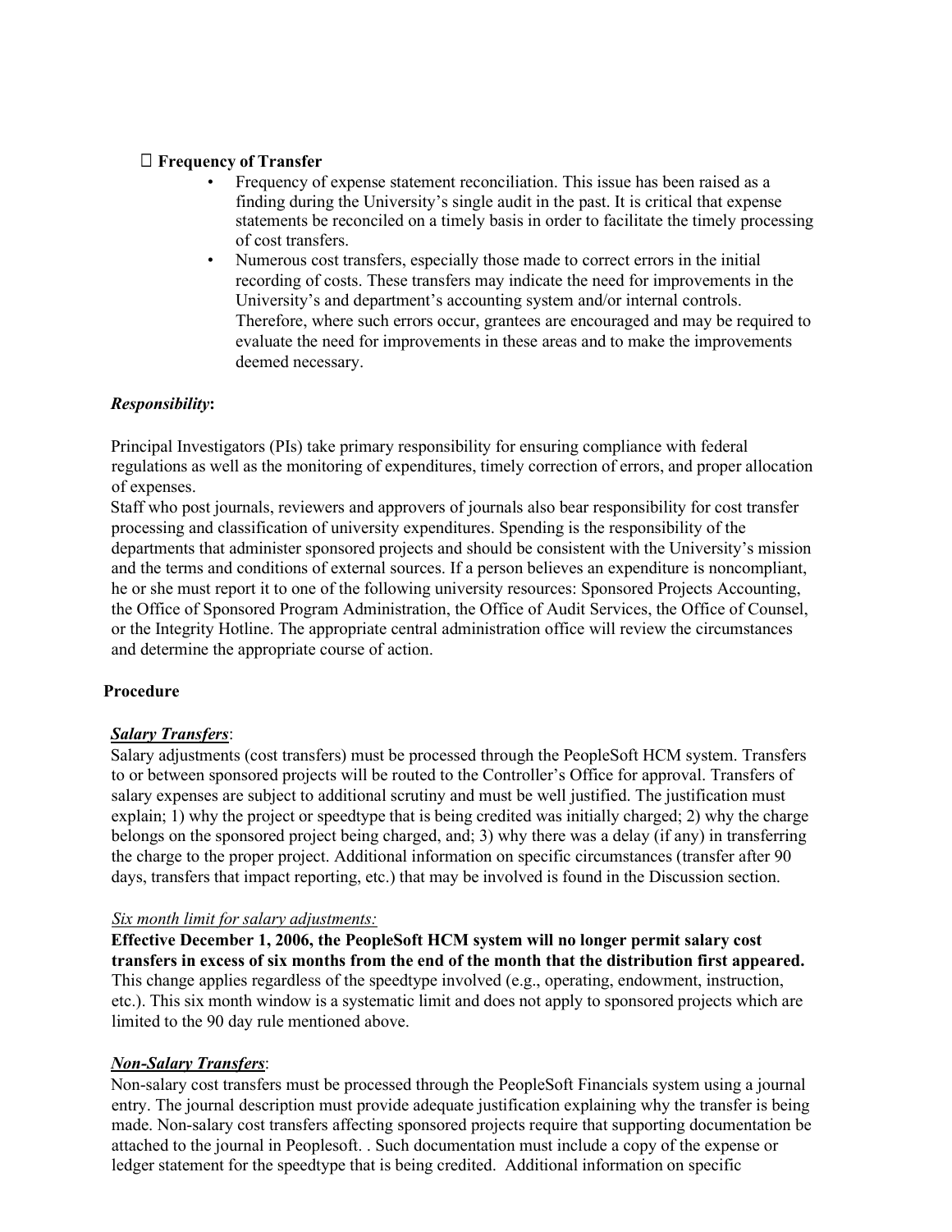- **Frequency of Transfer**
  - Frequency of expense statement reconciliation. This issue has been raised as a finding during the University's single audit in the past. It is critical that expense statements be reconciled on a timely basis in order to facilitate the timely processing of cost transfers.
  - Numerous cost transfers, especially those made to correct errors in the initial recording of costs. These transfers may indicate the need for improvements in the University's and department's accounting system and/or internal controls. Therefore, where such errors occur, grantees are encouraged and may be required to evaluate the need for improvements in these areas and to make the improvements deemed necessary.

***Responsibility*:**

Principal Investigators (PIs) take primary responsibility for ensuring compliance with federal regulations as well as the monitoring of expenditures, timely correction of errors, and proper allocation of expenses.
Staff who post journals, reviewers and approvers of journals also bear responsibility for cost transfer processing and classification of university expenditures. Spending is the responsibility of the departments that administer sponsored projects and should be consistent with the University's mission and the terms and conditions of external sources. If a person believes an expenditure is noncompliant, he or she must report it to one of the following university resources: Sponsored Projects Accounting, the Office of Sponsored Program Administration, the Office of Audit Services, the Office of Counsel, or the Integrity Hotline. The appropriate central administration office will review the circumstances and determine the appropriate course of action.

**Procedure**

***Salary Transfers***:
Salary adjustments (cost transfers) must be processed through the PeopleSoft HCM system. Transfers to or between sponsored projects will be routed to the Controller's Office for approval. Transfers of salary expenses are subject to additional scrutiny and must be well justified. The justification must explain; 1) why the project or speedtype that is being credited was initially charged; 2) why the charge belongs on the sponsored project being charged, and; 3) why there was a delay (if any) in transferring the charge to the proper project. Additional information on specific circumstances (transfer after 90 days, transfers that impact reporting, etc.) that may be involved is found in the Discussion section.

*Six month limit for salary adjustments:*
**Effective December 1, 2006, the PeopleSoft HCM system will no longer permit salary cost transfers in excess of six months from the end of the month that the distribution first appeared.** This change applies regardless of the speedtype involved (e.g., operating, endowment, instruction, etc.). This six month window is a systematic limit and does not apply to sponsored projects which are limited to the 90 day rule mentioned above.

***Non-Salary Transfers***:
Non-salary cost transfers must be processed through the PeopleSoft Financials system using a journal entry. The journal description must provide adequate justification explaining why the transfer is being made. Non-salary cost transfers affecting sponsored projects require that supporting documentation be attached to the journal in Peoplesoft. . Such documentation must include a copy of the expense or ledger statement for the speedtype that is being credited. Additional information on specific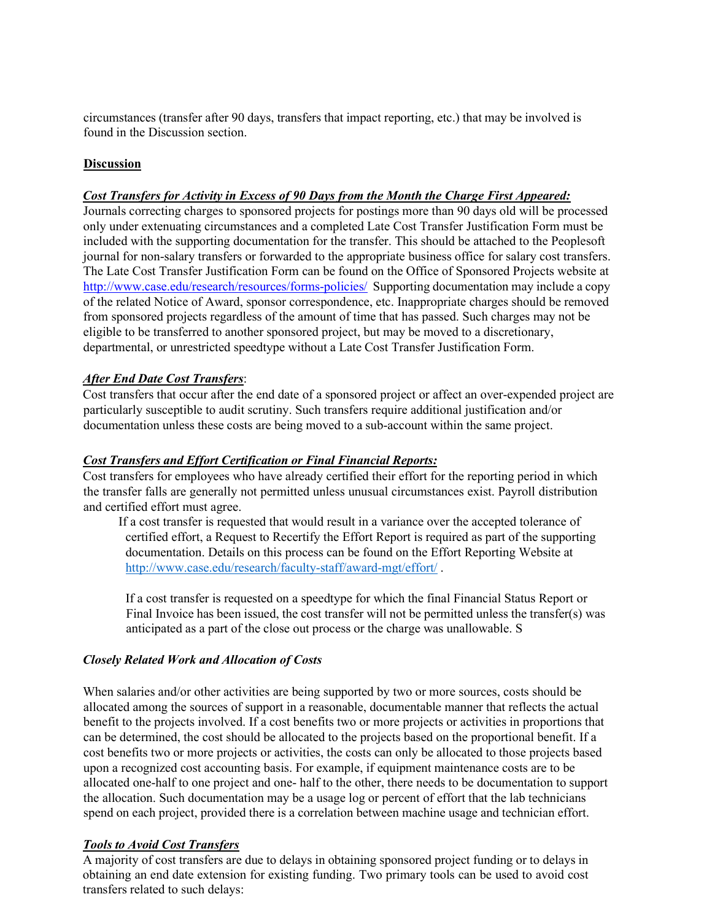circumstances (transfer after 90 days, transfers that impact reporting, etc.) that may be involved is found in the Discussion section.

## **Discussion**

***Cost Transfers for Activity in Excess of 90 Days from the Month the Charge First Appeared:***
Journals correcting charges to sponsored projects for postings more than 90 days old will be processed only under extenuating circumstances and a completed Late Cost Transfer Justification Form must be included with the supporting documentation for the transfer. This should be attached to the Peoplesoft journal for non-salary transfers or forwarded to the appropriate business office for salary cost transfers. The Late Cost Transfer Justification Form can be found on the Office of Sponsored Projects website at http://www.case.edu/research/resources/forms-policies/ Supporting documentation may include a copy of the related Notice of Award, sponsor correspondence, etc. Inappropriate charges should be removed from sponsored projects regardless of the amount of time that has passed. Such charges may not be eligible to be transferred to another sponsored project, but may be moved to a discretionary, departmental, or unrestricted speedtype without a Late Cost Transfer Justification Form.

***After End Date Cost Transfers***:
Cost transfers that occur after the end date of a sponsored project or affect an over-expended project are particularly susceptible to audit scrutiny. Such transfers require additional justification and/or documentation unless these costs are being moved to a sub-account within the same project.

***Cost Transfers and Effort Certification or Final Financial Reports:***
Cost transfers for employees who have already certified their effort for the reporting period in which the transfer falls are generally not permitted unless unusual circumstances exist. Payroll distribution and certified effort must agree.

> If a cost transfer is requested that would result in a variance over the accepted tolerance of certified effort, a Request to Recertify the Effort Report is required as part of the supporting documentation. Details on this process can be found on the Effort Reporting Website at http://www.case.edu/research/faculty-staff/award-mgt/effort/ .
>
> If a cost transfer is requested on a speedtype for which the final Financial Status Report or Final Invoice has been issued, the cost transfer will not be permitted unless the transfer(s) was anticipated as a part of the close out process or the charge was unallowable. S

***Closely Related Work and Allocation of Costs***

When salaries and/or other activities are being supported by two or more sources, costs should be allocated among the sources of support in a reasonable, documentable manner that reflects the actual benefit to the projects involved. If a cost benefits two or more projects or activities in proportions that can be determined, the cost should be allocated to the projects based on the proportional benefit. If a cost benefits two or more projects or activities, the costs can only be allocated to those projects based upon a recognized cost accounting basis. For example, if equipment maintenance costs are to be allocated one-half to one project and one- half to the other, there needs to be documentation to support the allocation. Such documentation may be a usage log or percent of effort that the lab technicians spend on each project, provided there is a correlation between machine usage and technician effort.

***Tools to Avoid Cost Transfers***
A majority of cost transfers are due to delays in obtaining sponsored project funding or to delays in obtaining an end date extension for existing funding. Two primary tools can be used to avoid cost transfers related to such delays: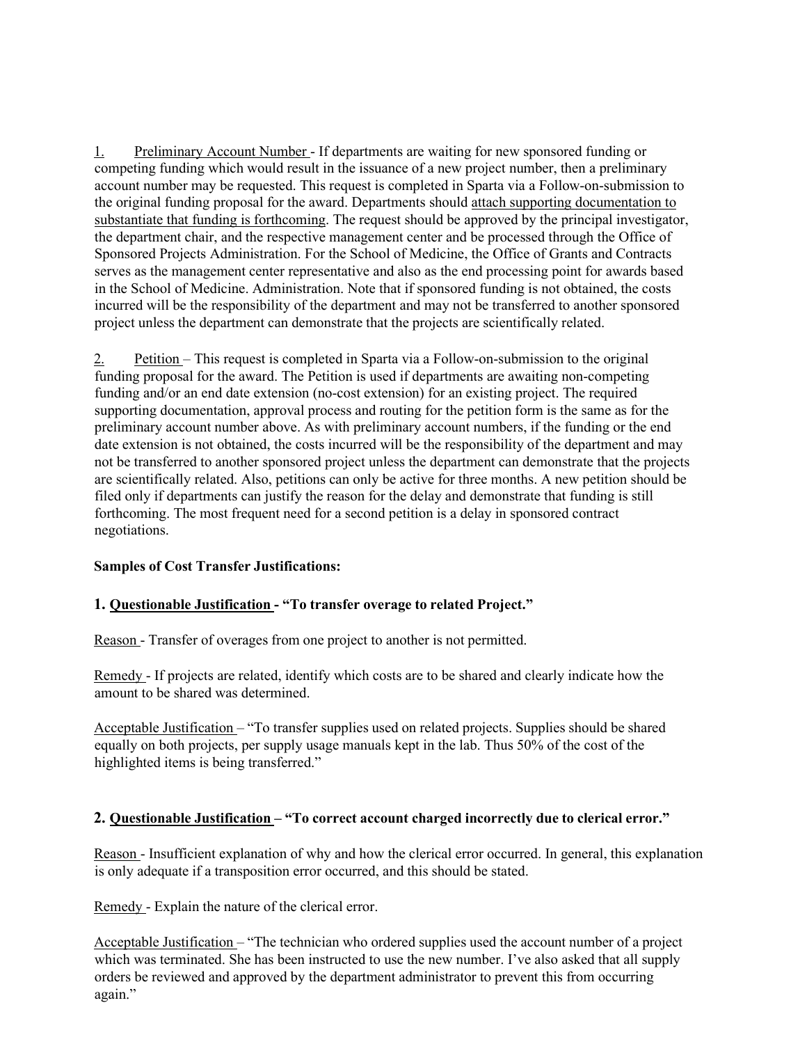1. Preliminary Account Number - If departments are waiting for new sponsored funding or competing funding which would result in the issuance of a new project number, then a preliminary account number may be requested. This request is completed in Sparta via a Follow-on-submission to the original funding proposal for the award. Departments should attach supporting documentation to substantiate that funding is forthcoming. The request should be approved by the principal investigator, the department chair, and the respective management center and be processed through the Office of Sponsored Projects Administration. For the School of Medicine, the Office of Grants and Contracts serves as the management center representative and also as the end processing point for awards based in the School of Medicine. Administration. Note that if sponsored funding is not obtained, the costs incurred will be the responsibility of the department and may not be transferred to another sponsored project unless the department can demonstrate that the projects are scientifically related.

2. Petition – This request is completed in Sparta via a Follow-on-submission to the original funding proposal for the award. The Petition is used if departments are awaiting non-competing funding and/or an end date extension (no-cost extension) for an existing project. The required supporting documentation, approval process and routing for the petition form is the same as for the preliminary account number above. As with preliminary account numbers, if the funding or the end date extension is not obtained, the costs incurred will be the responsibility of the department and may not be transferred to another sponsored project unless the department can demonstrate that the projects are scientifically related. Also, petitions can only be active for three months. A new petition should be filed only if departments can justify the reason for the delay and demonstrate that funding is still forthcoming. The most frequent need for a second petition is a delay in sponsored contract negotiations.

**Samples of Cost Transfer Justifications:**

### 1. Questionable Justification - "To transfer overage to related Project."

Reason - Transfer of overages from one project to another is not permitted.

Remedy - If projects are related, identify which costs are to be shared and clearly indicate how the amount to be shared was determined.

Acceptable Justification – "To transfer supplies used on related projects. Supplies should be shared equally on both projects, per supply usage manuals kept in the lab. Thus 50% of the cost of the highlighted items is being transferred."

### 2. Questionable Justification – "To correct account charged incorrectly due to clerical error."

Reason - Insufficient explanation of why and how the clerical error occurred. In general, this explanation is only adequate if a transposition error occurred, and this should be stated.

Remedy - Explain the nature of the clerical error.

Acceptable Justification – "The technician who ordered supplies used the account number of a project which was terminated. She has been instructed to use the new number. I've also asked that all supply orders be reviewed and approved by the department administrator to prevent this from occurring again."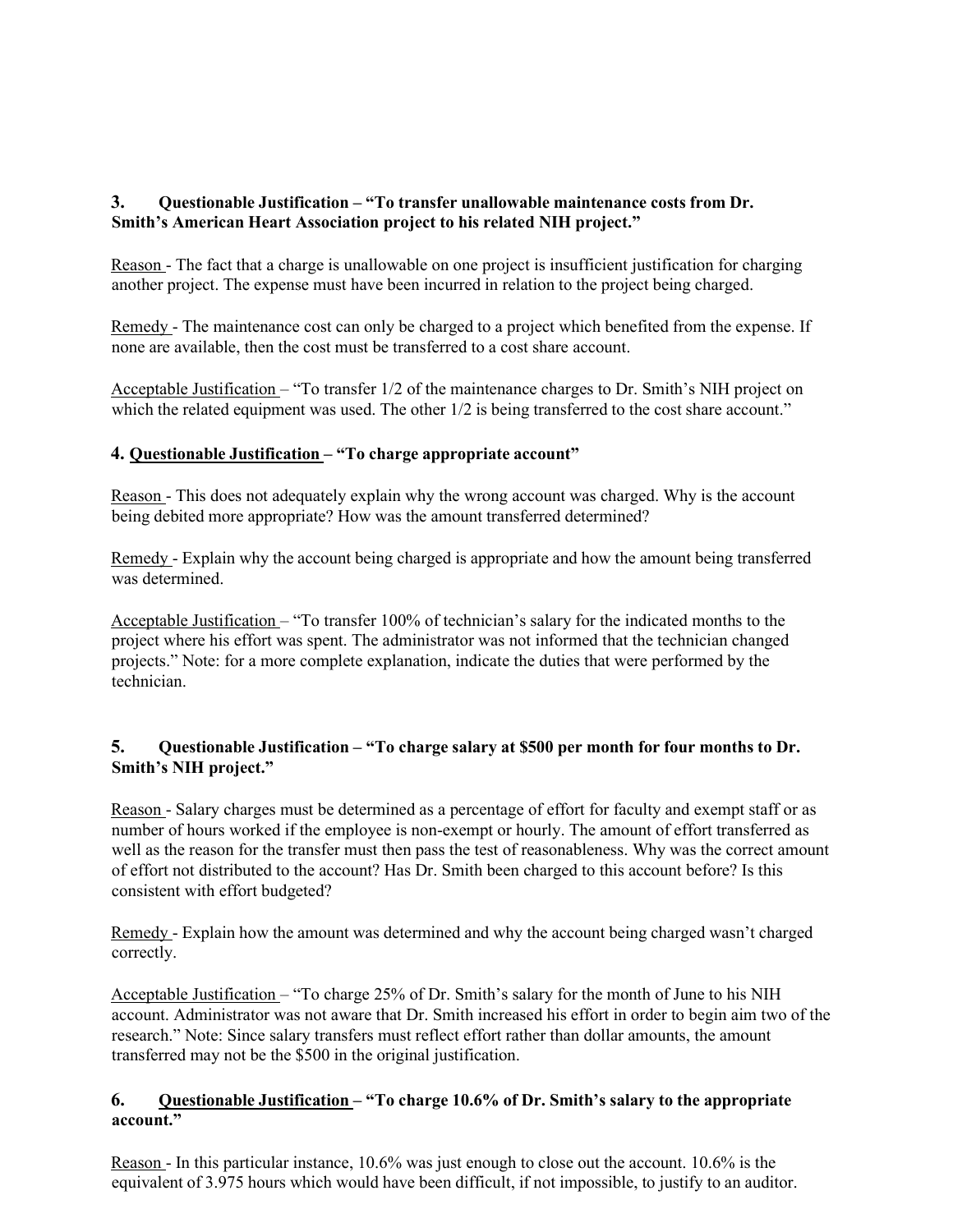**3. Questionable Justification – "To transfer unallowable maintenance costs from Dr. Smith's American Heart Association project to his related NIH project."**

Reason - The fact that a charge is unallowable on one project is insufficient justification for charging another project. The expense must have been incurred in relation to the project being charged.

Remedy - The maintenance cost can only be charged to a project which benefited from the expense. If none are available, then the cost must be transferred to a cost share account.

Acceptable Justification – "To transfer 1/2 of the maintenance charges to Dr. Smith's NIH project on which the related equipment was used. The other 1/2 is being transferred to the cost share account."

**4. Questionable Justification – "To charge appropriate account"**

Reason - This does not adequately explain why the wrong account was charged. Why is the account being debited more appropriate? How was the amount transferred determined?

Remedy - Explain why the account being charged is appropriate and how the amount being transferred was determined.

Acceptable Justification – "To transfer 100% of technician's salary for the indicated months to the project where his effort was spent. The administrator was not informed that the technician changed projects." Note: for a more complete explanation, indicate the duties that were performed by the technician.

**5. Questionable Justification – "To charge salary at $500 per month for four months to Dr. Smith's NIH project."**

Reason - Salary charges must be determined as a percentage of effort for faculty and exempt staff or as number of hours worked if the employee is non-exempt or hourly. The amount of effort transferred as well as the reason for the transfer must then pass the test of reasonableness. Why was the correct amount of effort not distributed to the account? Has Dr. Smith been charged to this account before? Is this consistent with effort budgeted?

Remedy - Explain how the amount was determined and why the account being charged wasn't charged correctly.

Acceptable Justification – "To charge 25% of Dr. Smith's salary for the month of June to his NIH account. Administrator was not aware that Dr. Smith increased his effort in order to begin aim two of the research." Note: Since salary transfers must reflect effort rather than dollar amounts, the amount transferred may not be the $500 in the original justification.

**6. Questionable Justification – "To charge 10.6% of Dr. Smith's salary to the appropriate account."**

Reason - In this particular instance, 10.6% was just enough to close out the account. 10.6% is the equivalent of 3.975 hours which would have been difficult, if not impossible, to justify to an auditor.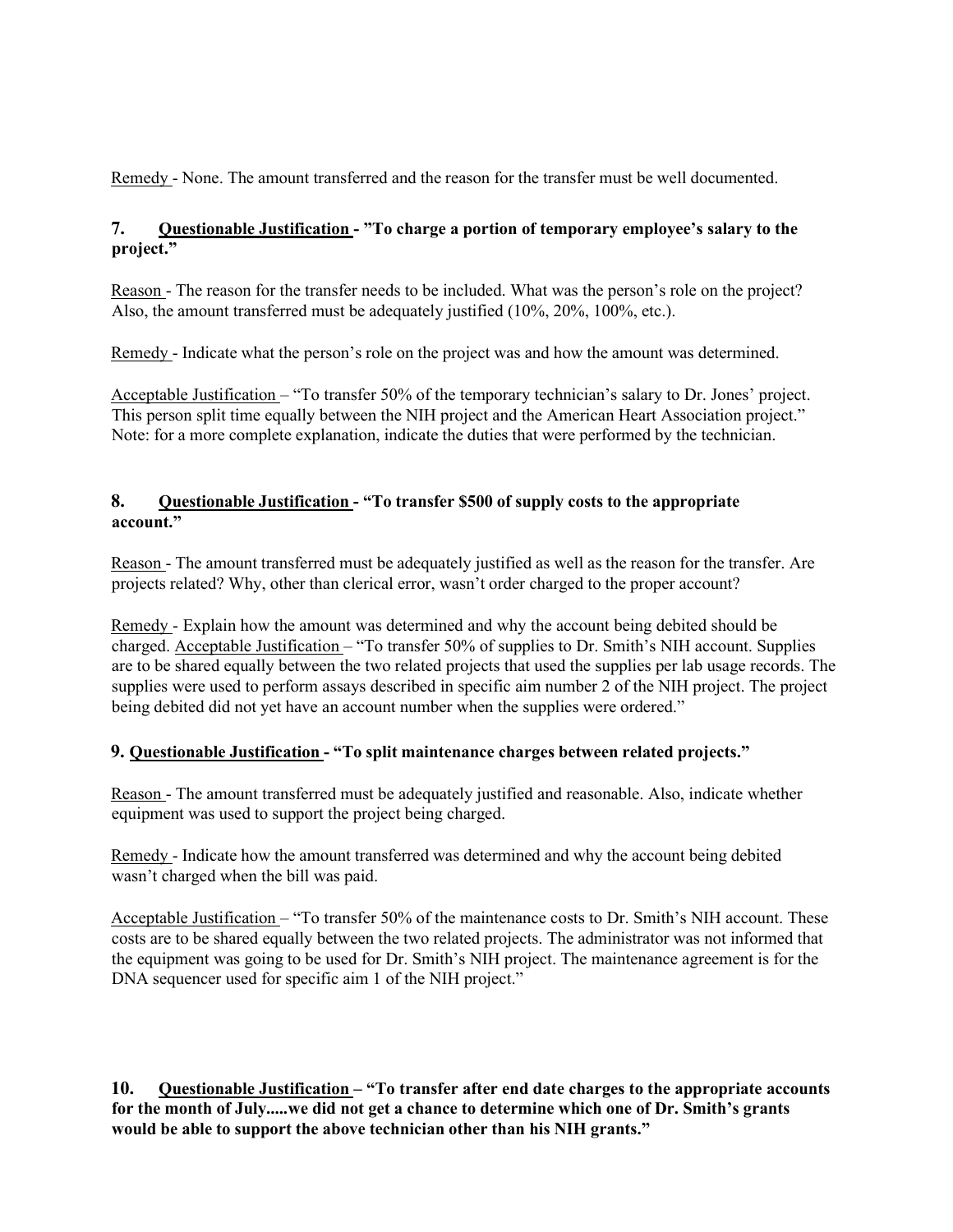Remedy - None. The amount transferred and the reason for the transfer must be well documented.

**7. Questionable Justification - "To charge a portion of temporary employee's salary to the project."**

Reason - The reason for the transfer needs to be included. What was the person's role on the project? Also, the amount transferred must be adequately justified (10%, 20%, 100%, etc.).

Remedy - Indicate what the person's role on the project was and how the amount was determined.

Acceptable Justification – "To transfer 50% of the temporary technician's salary to Dr. Jones' project. This person split time equally between the NIH project and the American Heart Association project." Note: for a more complete explanation, indicate the duties that were performed by the technician.

**8. Questionable Justification - "To transfer $500 of supply costs to the appropriate account."**

Reason - The amount transferred must be adequately justified as well as the reason for the transfer. Are projects related? Why, other than clerical error, wasn't order charged to the proper account?

Remedy - Explain how the amount was determined and why the account being debited should be charged. Acceptable Justification – "To transfer 50% of supplies to Dr. Smith's NIH account. Supplies are to be shared equally between the two related projects that used the supplies per lab usage records. The supplies were used to perform assays described in specific aim number 2 of the NIH project. The project being debited did not yet have an account number when the supplies were ordered."

**9. Questionable Justification - "To split maintenance charges between related projects."**

Reason - The amount transferred must be adequately justified and reasonable. Also, indicate whether equipment was used to support the project being charged.

Remedy - Indicate how the amount transferred was determined and why the account being debited wasn't charged when the bill was paid.

Acceptable Justification – "To transfer 50% of the maintenance costs to Dr. Smith's NIH account. These costs are to be shared equally between the two related projects. The administrator was not informed that the equipment was going to be used for Dr. Smith's NIH project. The maintenance agreement is for the DNA sequencer used for specific aim 1 of the NIH project."

**10. Questionable Justification – "To transfer after end date charges to the appropriate accounts for the month of July.....we did not get a chance to determine which one of Dr. Smith's grants would be able to support the above technician other than his NIH grants."**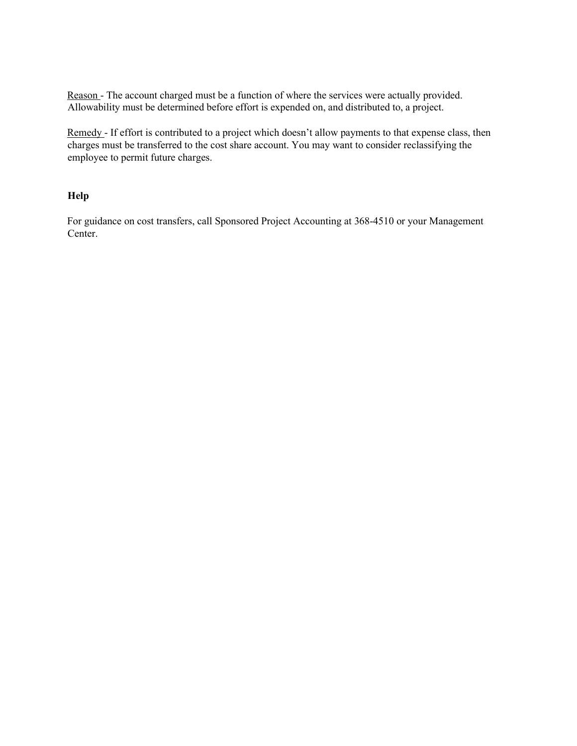Reason - The account charged must be a function of where the services were actually provided. Allowability must be determined before effort is expended on, and distributed to, a project.

Remedy - If effort is contributed to a project which doesn't allow payments to that expense class, then charges must be transferred to the cost share account. You may want to consider reclassifying the employee to permit future charges.

**Help**

For guidance on cost transfers, call Sponsored Project Accounting at 368-4510 or your Management Center.